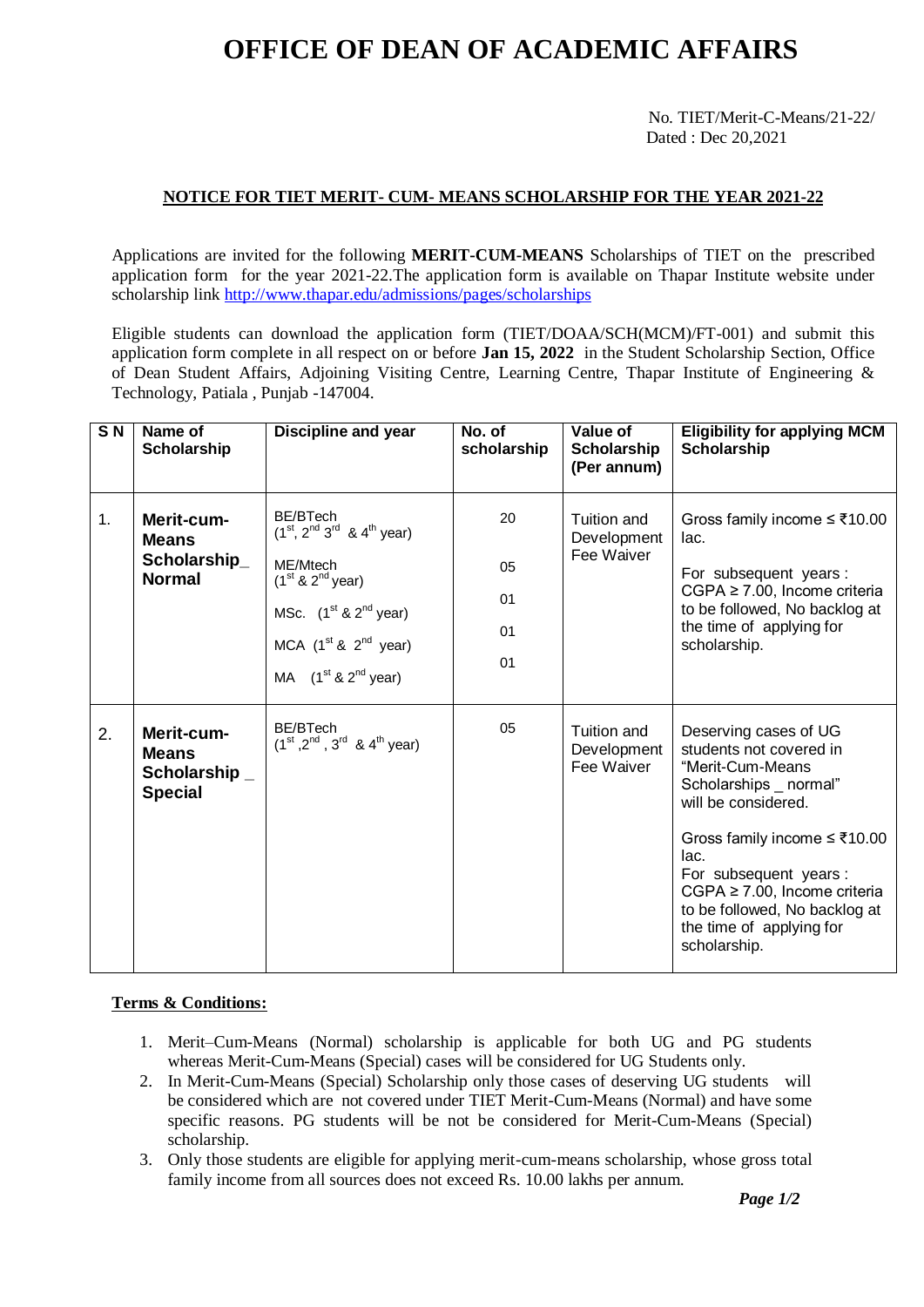# OFFICE OF DEAN OF ACADEMIC AFFAIRS

No. TIET/Merit-C-Means/21-22/
Dated : Dec 20,2021

**NOTICE FOR TIET MERIT- CUM- MEANS SCHOLARSHIP FOR THE YEAR 2021-22**

Applications are invited for the following **MERIT-CUM-MEANS** Scholarships of TIET on the prescribed application form for the year 2021-22.The application form is available on Thapar Institute website under scholarship link http://www.thapar.edu/admissions/pages/scholarships

Eligible students can download the application form (TIET/DOAA/SCH(MCM)/FT-001) and submit this application form complete in all respect on or before **Jan 15, 2022** in the Student Scholarship Section, Office of Dean Student Affairs, Adjoining Visiting Centre, Learning Centre, Thapar Institute of Engineering & Technology, Patiala , Punjab -147004.

| S N | Name of Scholarship | Discipline and year | No. of scholarship | Value of Scholarship (Per annum) | Eligibility for applying MCM Scholarship |
|---|---|---|---|---|---|
| 1. | **Merit-cum-Means Scholarship_ Normal** | BE/BTech (1st, 2nd 3rd & 4th year)<br>ME/Mtech (1st & 2nd year)<br>MSc. (1st & 2nd year)<br>MCA (1st & 2nd year)<br>MA (1st & 2nd year) | 20<br>05<br>01<br>01<br>01 | Tuition and Development Fee Waiver | Gross family income ≤ ₹10.00 lac.<br>For subsequent years : CGPA ≥ 7.00, Income criteria to be followed, No backlog at the time of applying for scholarship. |
| 2. | **Merit-cum-Means Scholarship _ Special** | BE/BTech (1st ,2nd , 3rd & 4th year) | 05 | Tuition and Development Fee Waiver | Deserving cases of UG students not covered in "Merit-Cum-Means Scholarships _ normal" will be considered.<br>Gross family income ≤ ₹10.00 lac.<br>For subsequent years : CGPA ≥ 7.00, Income criteria to be followed, No backlog at the time of applying for scholarship. |

**Terms & Conditions:**

1. Merit–Cum-Means (Normal) scholarship is applicable for both UG and PG students whereas Merit-Cum-Means (Special) cases will be considered for UG Students only.
2. In Merit-Cum-Means (Special) Scholarship only those cases of deserving UG students will be considered which are not covered under TIET Merit-Cum-Means (Normal) and have some specific reasons. PG students will be not be considered for Merit-Cum-Means (Special) scholarship.
3. Only those students are eligible for applying merit-cum-means scholarship, whose gross total family income from all sources does not exceed Rs. 10.00 lakhs per annum.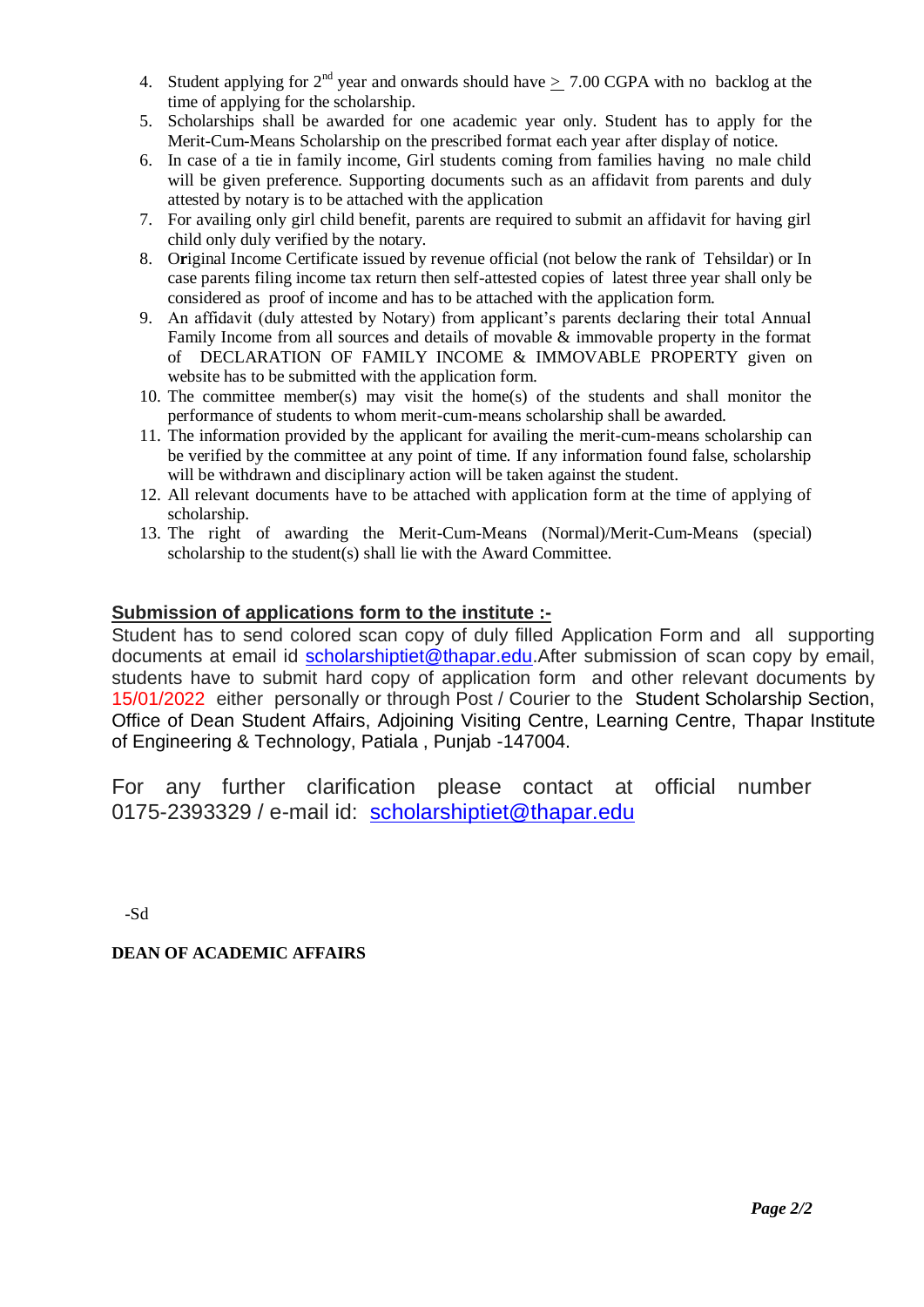4. Student applying for 2nd year and onwards should have $\geq$ 7.00 CGPA with no backlog at the time of applying for the scholarship.
5. Scholarships shall be awarded for one academic year only. Student has to apply for the Merit-Cum-Means Scholarship on the prescribed format each year after display of notice.
6. In case of a tie in family income, Girl students coming from families having no male child will be given preference. Supporting documents such as an affidavit from parents and duly attested by notary is to be attached with the application
7. For availing only girl child benefit, parents are required to submit an affidavit for having girl child only duly verified by the notary.
8. Original Income Certificate issued by revenue official (not below the rank of Tehsildar) or In case parents filing income tax return then self-attested copies of latest three year shall only be considered as proof of income and has to be attached with the application form.
9. An affidavit (duly attested by Notary) from applicant's parents declaring their total Annual Family Income from all sources and details of movable & immovable property in the format of DECLARATION OF FAMILY INCOME & IMMOVABLE PROPERTY given on website has to be submitted with the application form.
10. The committee member(s) may visit the home(s) of the students and shall monitor the performance of students to whom merit-cum-means scholarship shall be awarded.
11. The information provided by the applicant for availing the merit-cum-means scholarship can be verified by the committee at any point of time. If any information found false, scholarship will be withdrawn and disciplinary action will be taken against the student.
12. All relevant documents have to be attached with application form at the time of applying of scholarship.
13. The right of awarding the Merit-Cum-Means (Normal)/Merit-Cum-Means (special) scholarship to the student(s) shall lie with the Award Committee.

**Submission of applications form to the institute :-**

Student has to send colored scan copy of duly filled Application Form and all supporting documents at email id scholarshiptiet@thapar.edu.After submission of scan copy by email, students have to submit hard copy of application form and other relevant documents by 15/01/2022 either personally or through Post / Courier to the Student Scholarship Section, Office of Dean Student Affairs, Adjoining Visiting Centre, Learning Centre, Thapar Institute of Engineering & Technology, Patiala , Punjab -147004.

For any further clarification please contact at official number 0175-2393329 / e-mail id: scholarshiptiet@thapar.edu

-Sd

**DEAN OF ACADEMIC AFFAIRS**